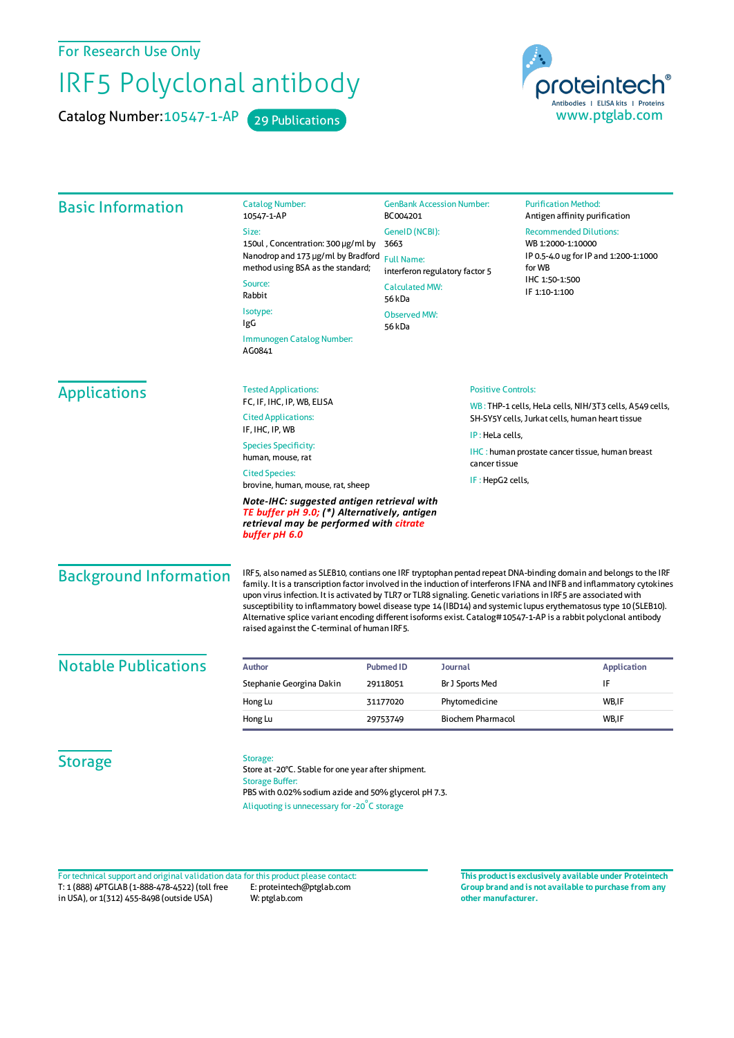For Research Use Only

# IRF5 Polyclonal antibody

Catalog Number: 10547-1-AP    29 Publications

proteintech®
Antibodies | ELISA kits | Proteins
www.ptglab.com

## Basic Information

**Catalog Number:**
10547-1-AP

**Size:**
150ul , Concentration: 300 μg/ml by Nanodrop and 173 μg/ml by Bradford method using BSA as the standard;

**Source:**
Rabbit

**Isotype:**
IgG

**Immunogen Catalog Number:**
AG0841

**GenBank Accession Number:**
BC004201

**GeneID (NCBI):**
3663

**Full Name:**
interferon regulatory factor 5

**Calculated MW:**
56 kDa

**Observed MW:**
56 kDa

**Purification Method:**
Antigen affinity purification

**Recommended Dilutions:**
WB 1:2000-1:10000
IP 0.5-4.0 ug for IP and 1:200-1:1000 for WB
IHC 1:50-1:500
IF 1:10-1:100

## Applications

**Tested Applications:**
FC, IF, IHC, IP, WB, ELISA

**Cited Applications:**
IF, IHC, IP, WB

**Species Specificity:**
human, mouse, rat

**Cited Species:**
brovine, human, mouse, rat, sheep

***Note-IHC: suggested antigen retrieval with TE buffer pH 9.0; (\*) Alternatively, antigen retrieval may be performed with citrate buffer pH 6.0***

**Positive Controls:**

WB : THP-1 cells, HeLa cells, NIH/3T3 cells, A549 cells, SH-SY5Y cells, Jurkat cells, human heart tissue

IP : HeLa cells,

IHC : human prostate cancer tissue, human breast cancer tissue

IF : HepG2 cells,

## Background Information

IRF5, also named as SLEB10, contians one IRF tryptophan pentad repeat DNA-binding domain and belongs to the IRF family. It is a transcription factor involved in the induction of interferons IFNA and INFB and inflammatory cytokines upon virus infection. It is activated by TLR7 or TLR8 signaling. Genetic variations in IRF5 are associated with susceptibility to inflammatory bowel disease type 14 (IBD14) and systemic lupus erythematosus type 10 (SLEB10). Alternative splice variant encoding different isoforms exist. Catalog#10547-1-AP is a rabbit polyclonal antibody raised against the C-terminal of human IRF5.

## Notable Publications

| Author | Pubmed ID | Journal | Application |
|---|---|---|---|
| Stephanie Georgina Dakin | 29118051 | Br J Sports Med | IF |
| Hong Lu | 31177020 | Phytomedicine | WB,IF |
| Hong Lu | 29753749 | Biochem Pharmacol | WB,IF |

## Storage

**Storage:**
Store at -20°C. Stable for one year after shipment.

**Storage Buffer:**
PBS with 0.02% sodium azide and 50% glycerol pH 7.3.

Aliquoting is unnecessary for -20°C storage

For technical support and original validation data for this product please contact:
T: 1 (888) 4PTGLAB (1-888-478-4522) (toll free in USA), or 1(312) 455-8498 (outside USA)
E: proteintech@ptglab.com
W: ptglab.com

**This product is exclusively available under Proteintech Group brand and is not available to purchase from any other manufacturer.**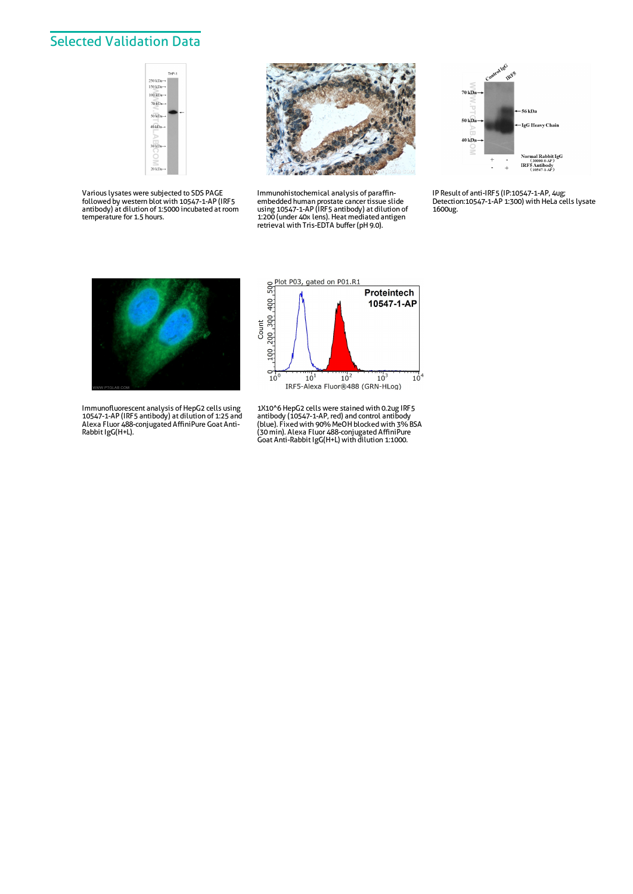## Selected Validation Data

THP-1

250 kDa→
150 kDa→
100 kDa→
70 kDa→
50 kDa→
40 kDa→
30 kDa→
20 kDa→

Various lysates were subjected to SDS PAGE followed by western blot with 10547-1-AP (IRF5 antibody) at dilution of 1:5000 incubated at room temperature for 1.5 hours.

Immunohistochemical analysis of paraffin-embedded human prostate cancer tissue slide using 10547-1-AP (IRF5 antibody) at dilution of 1:200 (under 40x lens). Heat mediated antigen retrieval with Tris-EDTA buffer (pH 9.0).

Control IgG
IRF5

70 kDa→
50 kDa→
40 kDa→

←56 kDa
←IgG Heavy Chain

Normal Rabbit IgG (30000-0-AP) + -
IRF5 Antibody (10547-1-AP) - +

IP Result of anti-IRF5 (IP:10547-1-AP, 4ug; Detection:10547-1-AP 1:300) with HeLa cells lysate 1600ug.

Immunofluorescent analysis of HepG2 cells using 10547-1-AP (IRF5 antibody) at dilution of 1:25 and Alexa Fluor 488-conjugated AffiniPure Goat Anti-Rabbit IgG(H+L).

Plot P03, gated on P01.R1

Proteintech
10547-1-AP

Count

0 100 200 300 400 500

$10^0$ $10^1$ $10^2$ $10^3$ $10^4$

IRF5-Alexa Fluor®488 (GRN-HLog)

1X10^6 HepG2 cells were stained with 0.2ug IRF5 antibody (10547-1-AP, red) and control antibody (blue). Fixed with 90% MeOH blocked with 3% BSA (30 min). Alexa Fluor 488-conjugated AffiniPure Goat Anti-Rabbit IgG(H+L) with dilution 1:1000.